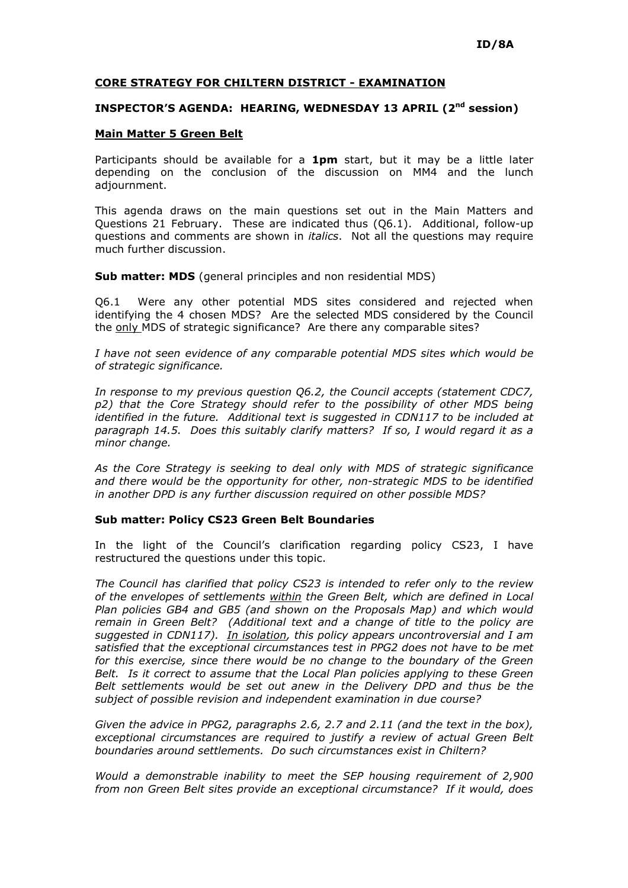**ID/8A**

## CORE STRATEGY FOR CHILTERN DISTRICT - EXAMINATION

## INSPECTOR'S AGENDA: HEARING, WEDNESDAY 13 APRIL (2nd session)

### Main Matter 5 Green Belt

Participants should be available for a **1pm** start, but it may be a little later depending on the conclusion of the discussion on MM4 and the lunch adjournment.

This agenda draws on the main questions set out in the Main Matters and Questions 21 February. These are indicated thus (Q6.1). Additional, follow-up questions and comments are shown in *italics*. Not all the questions may require much further discussion.

**Sub matter: MDS** (general principles and non residential MDS)

Q6.1 Were any other potential MDS sites considered and rejected when identifying the 4 chosen MDS? Are the selected MDS considered by the Council the only MDS of strategic significance? Are there any comparable sites?

*I have not seen evidence of any comparable potential MDS sites which would be of strategic significance.*

*In response to my previous question Q6.2, the Council accepts (statement CDC7, p2) that the Core Strategy should refer to the possibility of other MDS being identified in the future. Additional text is suggested in CDN117 to be included at paragraph 14.5. Does this suitably clarify matters? If so, I would regard it as a minor change.*

*As the Core Strategy is seeking to deal only with MDS of strategic significance and there would be the opportunity for other, non-strategic MDS to be identified in another DPD is any further discussion required on other possible MDS?*

**Sub matter: Policy CS23 Green Belt Boundaries**

In the light of the Council's clarification regarding policy CS23, I have restructured the questions under this topic.

*The Council has clarified that policy CS23 is intended to refer only to the review of the envelopes of settlements within the Green Belt, which are defined in Local Plan policies GB4 and GB5 (and shown on the Proposals Map) and which would remain in Green Belt? (Additional text and a change of title to the policy are suggested in CDN117). In isolation, this policy appears uncontroversial and I am satisfied that the exceptional circumstances test in PPG2 does not have to be met for this exercise, since there would be no change to the boundary of the Green Belt. Is it correct to assume that the Local Plan policies applying to these Green Belt settlements would be set out anew in the Delivery DPD and thus be the subject of possible revision and independent examination in due course?*

*Given the advice in PPG2, paragraphs 2.6, 2.7 and 2.11 (and the text in the box), exceptional circumstances are required to justify a review of actual Green Belt boundaries around settlements. Do such circumstances exist in Chiltern?*

*Would a demonstrable inability to meet the SEP housing requirement of 2,900 from non Green Belt sites provide an exceptional circumstance? If it would, does*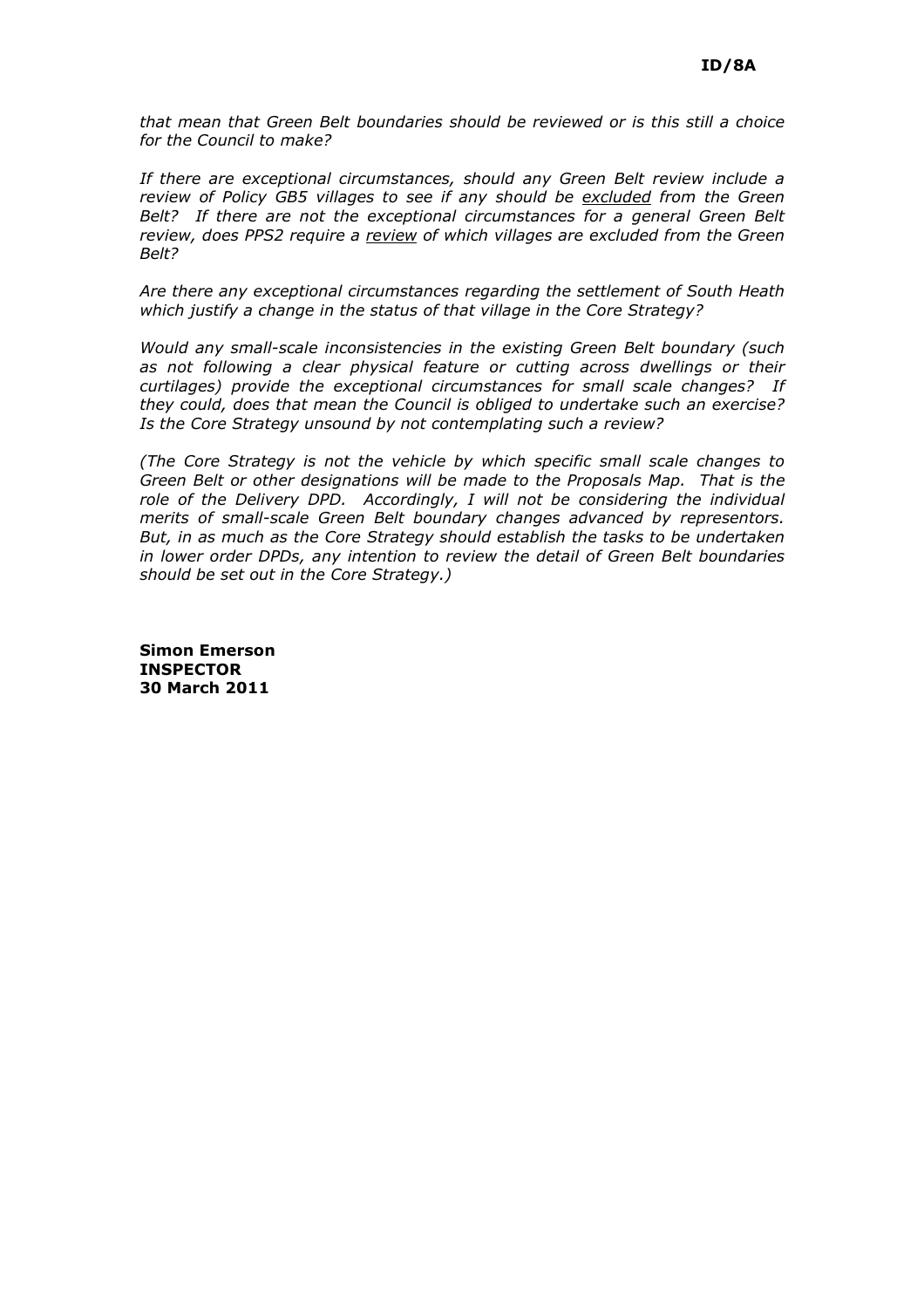*that mean that Green Belt boundaries should be reviewed or is this still a choice for the Council to make?*

*If there are exceptional circumstances, should any Green Belt review include a review of Policy GB5 villages to see if any should be excluded from the Green Belt? If there are not the exceptional circumstances for a general Green Belt review, does PPS2 require a review of which villages are excluded from the Green Belt?*

*Are there any exceptional circumstances regarding the settlement of South Heath which justify a change in the status of that village in the Core Strategy?*

*Would any small-scale inconsistencies in the existing Green Belt boundary (such as not following a clear physical feature or cutting across dwellings or their curtilages) provide the exceptional circumstances for small scale changes? If they could, does that mean the Council is obliged to undertake such an exercise? Is the Core Strategy unsound by not contemplating such a review?*

*(The Core Strategy is not the vehicle by which specific small scale changes to Green Belt or other designations will be made to the Proposals Map. That is the role of the Delivery DPD. Accordingly, I will not be considering the individual merits of small-scale Green Belt boundary changes advanced by representors. But, in as much as the Core Strategy should establish the tasks to be undertaken in lower order DPDs, any intention to review the detail of Green Belt boundaries should be set out in the Core Strategy.)*

**Simon Emerson**
**INSPECTOR**
**30 March 2011**